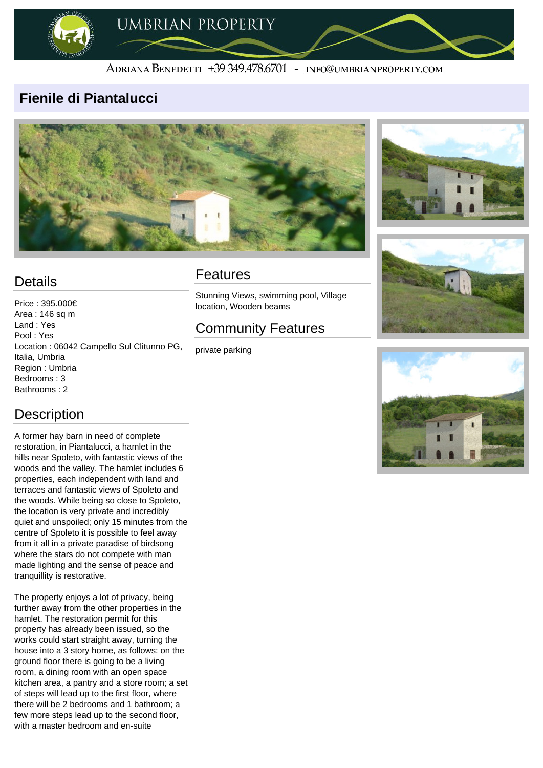UMBRIAN PROPERTY

ADRIANA BENEDETTI +39 349.478.6701 - INFO@UMBRIANPROPERTY.COM

# Fienile di Piantalucci

## Details

Price : 395.000€
Area : 146 sq m
Land : Yes
Pool : Yes
Location : 06042 Campello Sul Clitunno PG, Italia, Umbria
Region : Umbria
Bedrooms : 3
Bathrooms : 2

## Description

A former hay barn in need of complete restoration, in Piantalucci, a hamlet in the hills near Spoleto, with fantastic views of the woods and the valley. The hamlet includes 6 properties, each independent with land and terraces and fantastic views of Spoleto and the woods. While being so close to Spoleto, the location is very private and incredibly quiet and unspoiled; only 15 minutes from the centre of Spoleto it is possible to feel away from it all in a private paradise of birdsong where the stars do not compete with man made lighting and the sense of peace and tranquillity is restorative.

The property enjoys a lot of privacy, being further away from the other properties in the hamlet. The restoration permit for this property has already been issued, so the works could start straight away, turning the house into a 3 story home, as follows: on the ground floor there is going to be a living room, a dining room with an open space kitchen area, a pantry and a store room; a set of steps will lead up to the first floor, where there will be 2 bedrooms and 1 bathroom; a few more steps lead up to the second floor, with a master bedroom and en-suite

## Features

Stunning Views, swimming pool, Village location, Wooden beams

## Community Features

private parking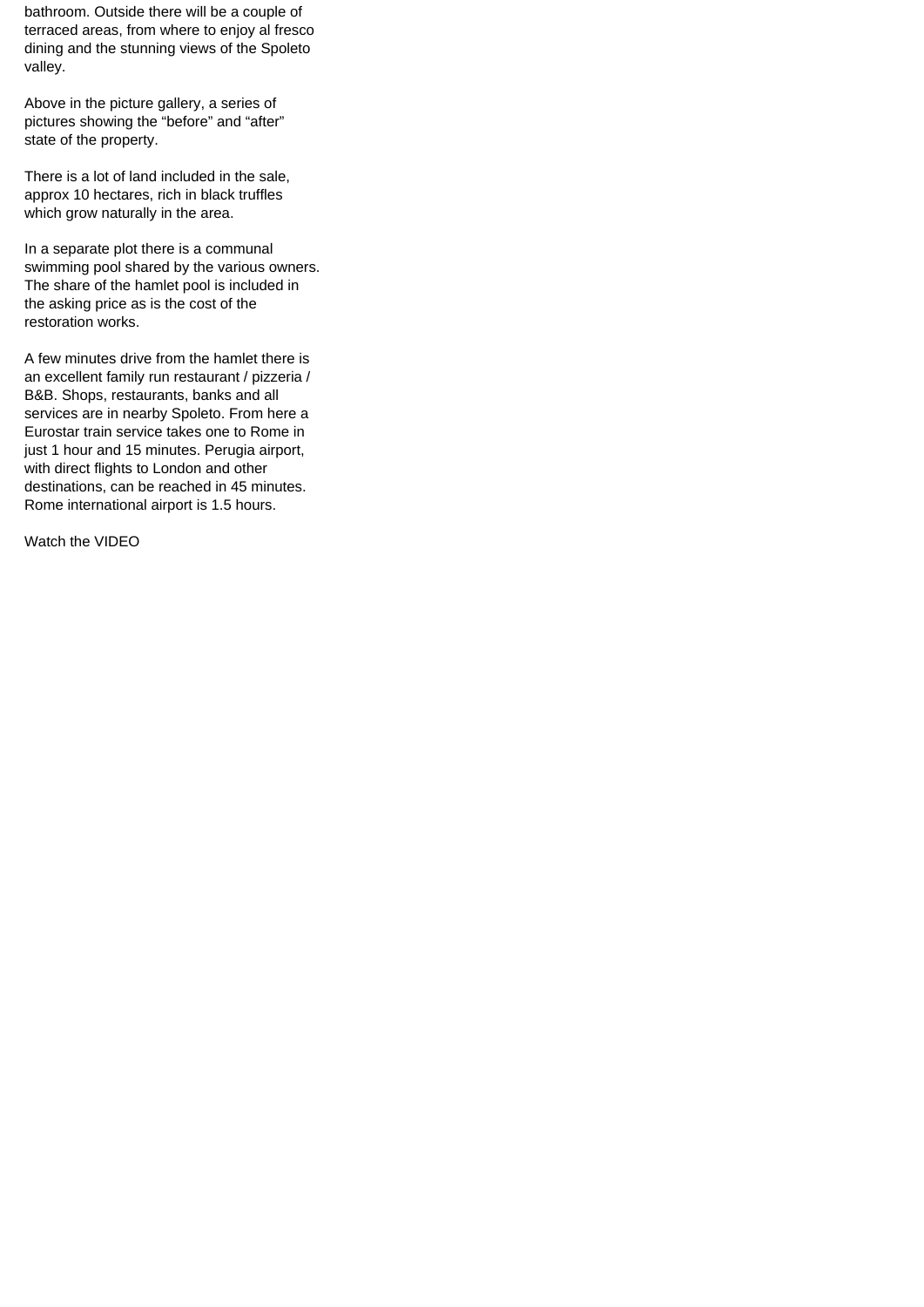bathroom. Outside there will be a couple of terraced areas, from where to enjoy al fresco dining and the stunning views of the Spoleto valley.

Above in the picture gallery, a series of pictures showing the “before” and “after” state of the property.

There is a lot of land included in the sale, approx 10 hectares, rich in black truffles which grow naturally in the area.

In a separate plot there is a communal swimming pool shared by the various owners. The share of the hamlet pool is included in the asking price as is the cost of the restoration works.

A few minutes drive from the hamlet there is an excellent family run restaurant / pizzeria / B&B. Shops, restaurants, banks and all services are in nearby Spoleto. From here a Eurostar train service takes one to Rome in just 1 hour and 15 minutes. Perugia airport, with direct flights to London and other destinations, can be reached in 45 minutes. Rome international airport is 1.5 hours.

Watch the VIDEO